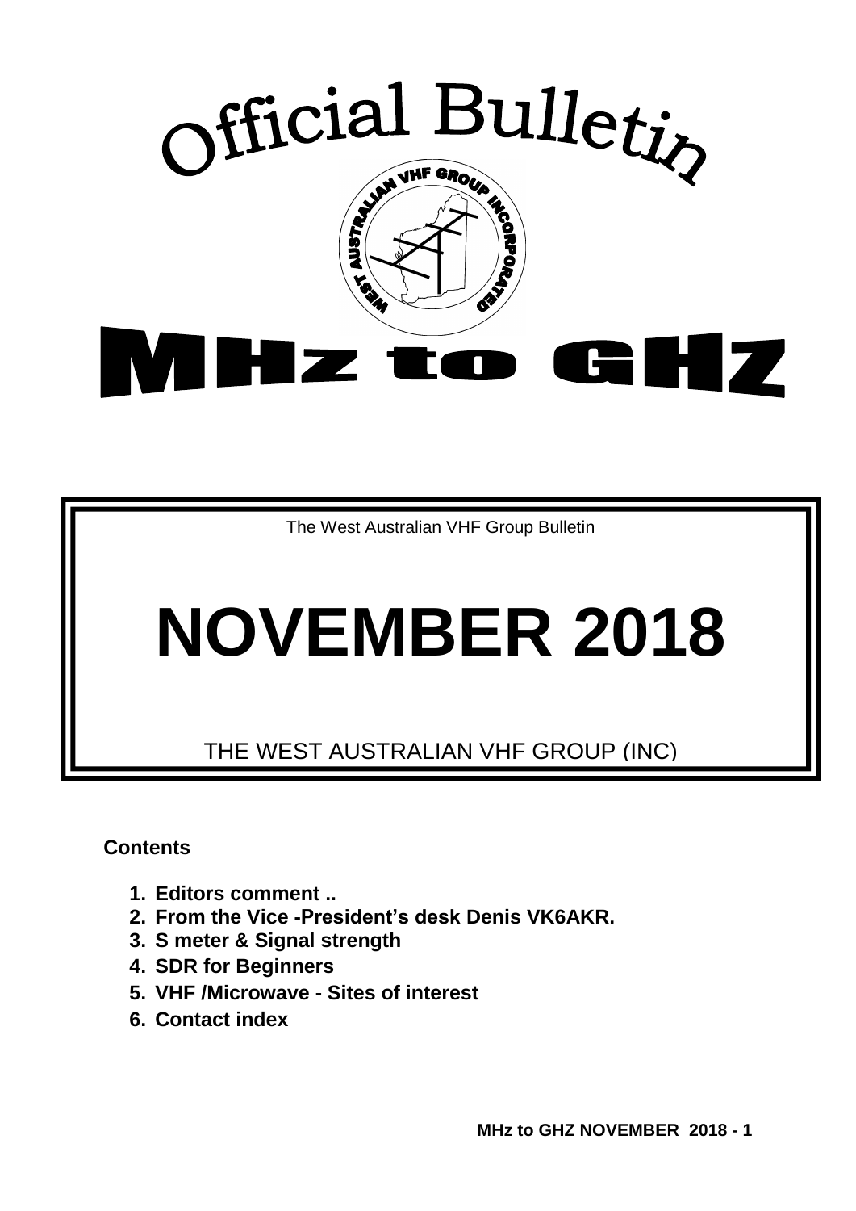# Official Bulletin

WEST AUSTRALIAN VHF GROUP INCORPORATED

# MHz to GHZ

The West Australian VHF Group Bulletin

# NOVEMBER 2018

THE WEST AUSTRALIAN VHF GROUP (INC)

**Contents**

1. **Editors comment ..**
2. **From the Vice -President's desk Denis VK6AKR.**
3. **S meter & Signal strength**
4. **SDR for Beginners**
5. **VHF /Microwave - Sites of interest**
6. **Contact index**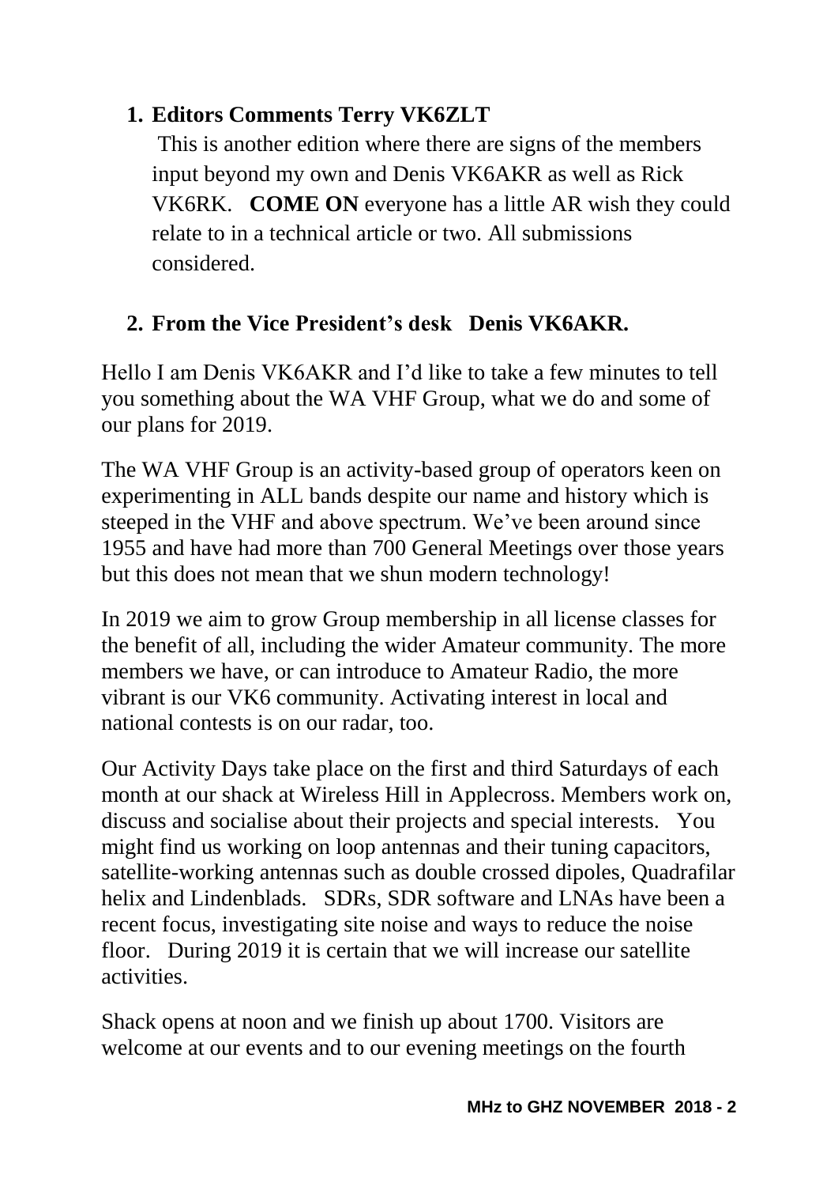1. **Editors Comments Terry VK6ZLT**

   This is another edition where there are signs of the members input beyond my own and Denis VK6AKR as well as Rick VK6RK. **COME ON** everyone has a little AR wish they could relate to in a technical article or two. All submissions considered.

2. **From the Vice President's desk Denis VK6AKR.**

Hello I am Denis VK6AKR and I'd like to take a few minutes to tell you something about the WA VHF Group, what we do and some of our plans for 2019.

The WA VHF Group is an activity-based group of operators keen on experimenting in ALL bands despite our name and history which is steeped in the VHF and above spectrum. We've been around since 1955 and have had more than 700 General Meetings over those years but this does not mean that we shun modern technology!

In 2019 we aim to grow Group membership in all license classes for the benefit of all, including the wider Amateur community. The more members we have, or can introduce to Amateur Radio, the more vibrant is our VK6 community. Activating interest in local and national contests is on our radar, too.

Our Activity Days take place on the first and third Saturdays of each month at our shack at Wireless Hill in Applecross. Members work on, discuss and socialise about their projects and special interests. You might find us working on loop antennas and their tuning capacitors, satellite-working antennas such as double crossed dipoles, Quadrafilar helix and Lindenblads. SDRs, SDR software and LNAs have been a recent focus, investigating site noise and ways to reduce the noise floor. During 2019 it is certain that we will increase our satellite activities.

Shack opens at noon and we finish up about 1700. Visitors are welcome at our events and to our evening meetings on the fourth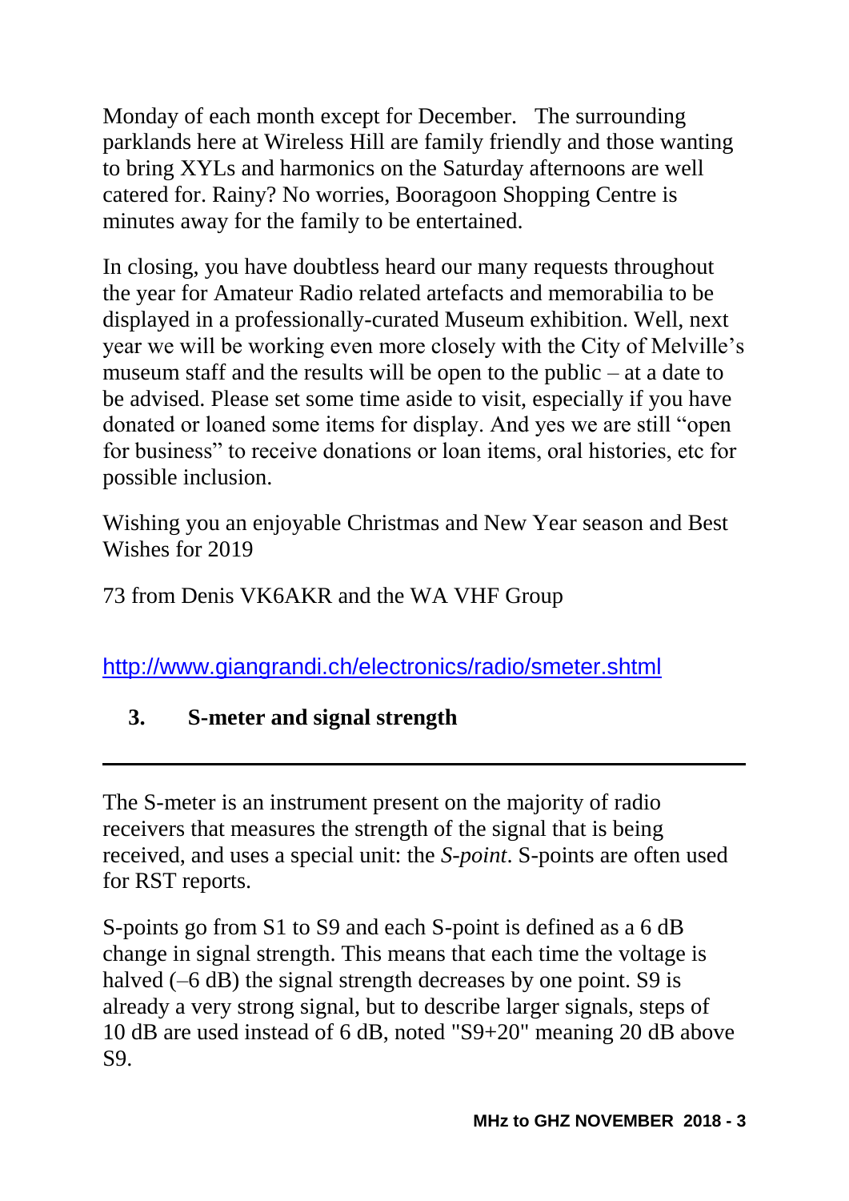Monday of each month except for December. The surrounding parklands here at Wireless Hill are family friendly and those wanting to bring XYLs and harmonics on the Saturday afternoons are well catered for. Rainy? No worries, Booragoon Shopping Centre is minutes away for the family to be entertained.

In closing, you have doubtless heard our many requests throughout the year for Amateur Radio related artefacts and memorabilia to be displayed in a professionally-curated Museum exhibition. Well, next year we will be working even more closely with the City of Melville's museum staff and the results will be open to the public – at a date to be advised. Please set some time aside to visit, especially if you have donated or loaned some items for display. And yes we are still "open for business" to receive donations or loan items, oral histories, etc for possible inclusion.

Wishing you an enjoyable Christmas and New Year season and Best Wishes for 2019

73 from Denis VK6AKR and the WA VHF Group

http://www.giangrandi.ch/electronics/radio/smeter.shtml

## 3. S-meter and signal strength

---

The S-meter is an instrument present on the majority of radio receivers that measures the strength of the signal that is being received, and uses a special unit: the *S-point*. S-points are often used for RST reports.

S-points go from S1 to S9 and each S-point is defined as a 6 dB change in signal strength. This means that each time the voltage is halved (–6 dB) the signal strength decreases by one point. S9 is already a very strong signal, but to describe larger signals, steps of 10 dB are used instead of 6 dB, noted "S9+20" meaning 20 dB above S9.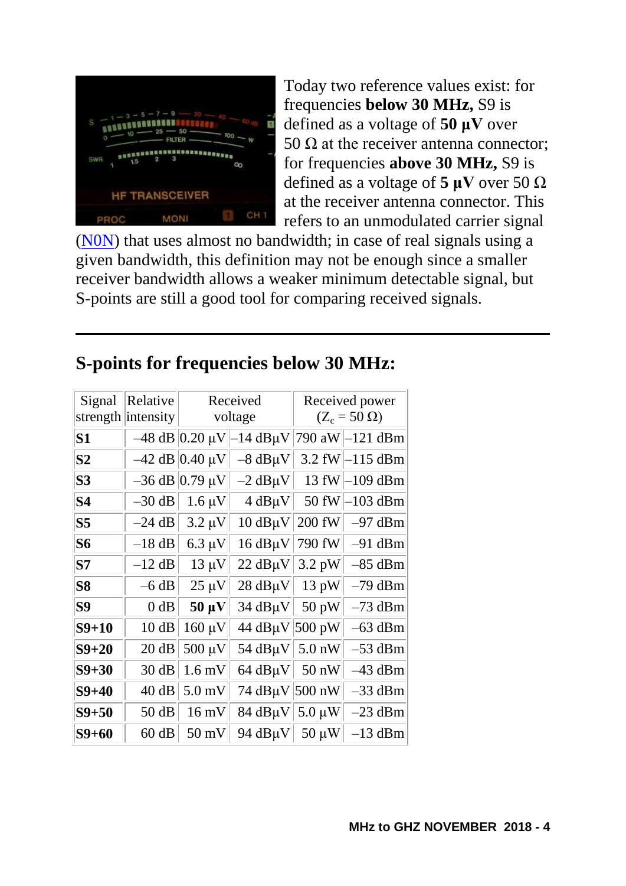Today two reference values exist: for frequencies **below 30 MHz,** S9 is defined as a voltage of **50 µV** over 50 Ω at the receiver antenna connector; for frequencies **above 30 MHz,** S9 is defined as a voltage of **5 µV** over 50 Ω at the receiver antenna connector. This refers to an unmodulated carrier signal (N0N) that uses almost no bandwidth; in case of real signals using a given bandwidth, this definition may not be enough since a smaller receiver bandwidth allows a weaker minimum detectable signal, but S-points are still a good tool for comparing received signals.

---

## S-points for frequencies below 30 MHz:

| Signal strength | Relative intensity | Received voltage | | Received power ($Z_c$ = 50 Ω) | |
|---|---|---|---|---|---|
| **S1** | –48 dB | 0.20 µV | –14 dBµV | 790 aW | –121 dBm |
| **S2** | –42 dB | 0.40 µV | –8 dBµV | 3.2 fW | –115 dBm |
| **S3** | –36 dB | 0.79 µV | –2 dBµV | 13 fW | –109 dBm |
| **S4** | –30 dB | 1.6 µV | 4 dBµV | 50 fW | –103 dBm |
| **S5** | –24 dB | 3.2 µV | 10 dBµV | 200 fW | –97 dBm |
| **S6** | –18 dB | 6.3 µV | 16 dBµV | 790 fW | –91 dBm |
| **S7** | –12 dB | 13 µV | 22 dBµV | 3.2 pW | –85 dBm |
| **S8** | –6 dB | 25 µV | 28 dBµV | 13 pW | –79 dBm |
| **S9** | 0 dB | **50 µV** | 34 dBµV | 50 pW | –73 dBm |
| **S9+10** | 10 dB | 160 µV | 44 dBµV | 500 pW | –63 dBm |
| **S9+20** | 20 dB | 500 µV | 54 dBµV | 5.0 nW | –53 dBm |
| **S9+30** | 30 dB | 1.6 mV | 64 dBµV | 50 nW | –43 dBm |
| **S9+40** | 40 dB | 5.0 mV | 74 dBµV | 500 nW | –33 dBm |
| **S9+50** | 50 dB | 16 mV | 84 dBµV | 5.0 µW | –23 dBm |
| **S9+60** | 60 dB | 50 mV | 94 dBµV | 50 µW | –13 dBm |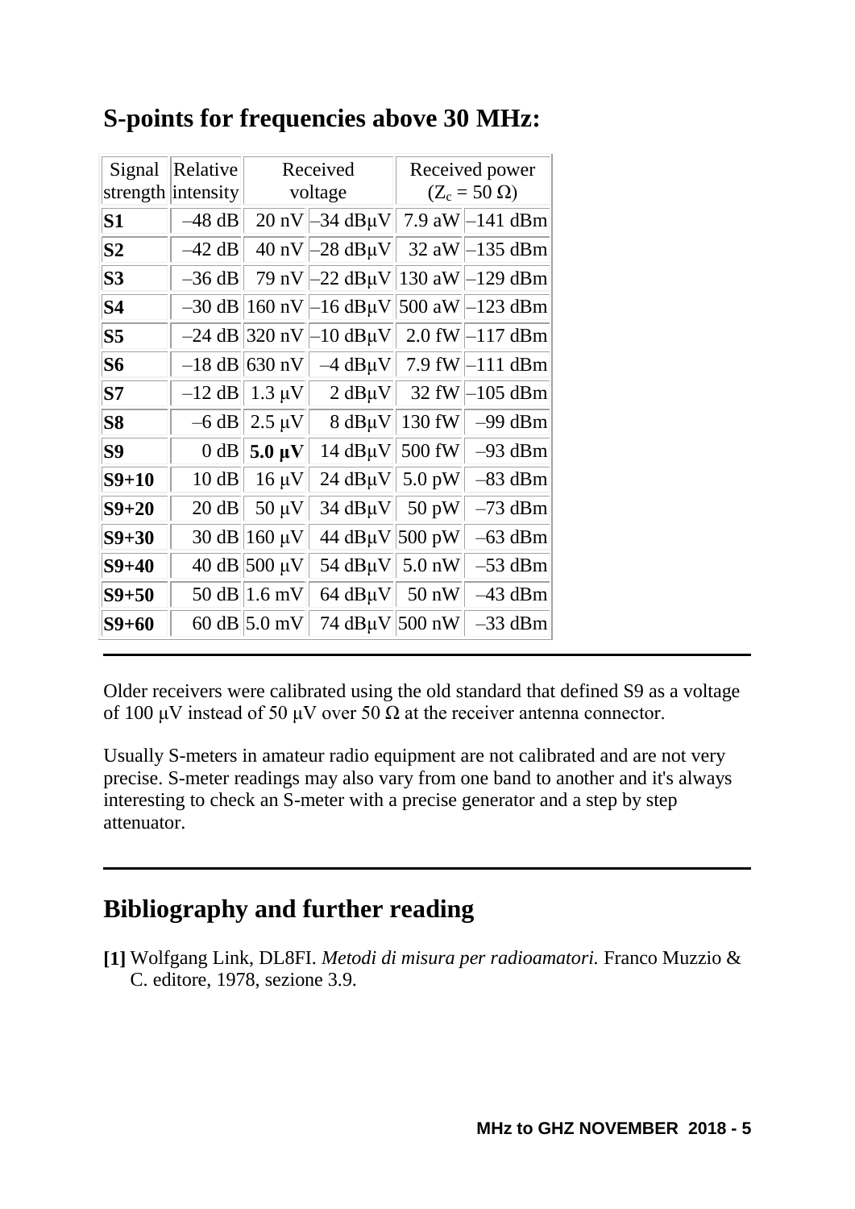## S-points for frequencies above 30 MHz:

| Signal strength | Relative intensity | Received voltage | | Received power ($Z_c$ = 50 Ω) | |
|---|---|---|---|---|---|
| **S1** | –48 dB | 20 nV | –34 dBμV | 7.9 aW | –141 dBm |
| **S2** | –42 dB | 40 nV | –28 dBμV | 32 aW | –135 dBm |
| **S3** | –36 dB | 79 nV | –22 dBμV | 130 aW | –129 dBm |
| **S4** | –30 dB | 160 nV | –16 dBμV | 500 aW | –123 dBm |
| **S5** | –24 dB | 320 nV | –10 dBμV | 2.0 fW | –117 dBm |
| **S6** | –18 dB | 630 nV | –4 dBμV | 7.9 fW | –111 dBm |
| **S7** | –12 dB | 1.3 μV | 2 dBμV | 32 fW | –105 dBm |
| **S8** | –6 dB | 2.5 μV | 8 dBμV | 130 fW | –99 dBm |
| **S9** | 0 dB | **5.0 μV** | 14 dBμV | 500 fW | –93 dBm |
| **S9+10** | 10 dB | 16 μV | 24 dBμV | 5.0 pW | –83 dBm |
| **S9+20** | 20 dB | 50 μV | 34 dBμV | 50 pW | –73 dBm |
| **S9+30** | 30 dB | 160 μV | 44 dBμV | 500 pW | –63 dBm |
| **S9+40** | 40 dB | 500 μV | 54 dBμV | 5.0 nW | –53 dBm |
| **S9+50** | 50 dB | 1.6 mV | 64 dBμV | 50 nW | –43 dBm |
| **S9+60** | 60 dB | 5.0 mV | 74 dBμV | 500 nW | –33 dBm |

Older receivers were calibrated using the old standard that defined S9 as a voltage of 100 μV instead of 50 μV over 50 Ω at the receiver antenna connector.

Usually S-meters in amateur radio equipment are not calibrated and are not very precise. S-meter readings may also vary from one band to another and it's always interesting to check an S-meter with a precise generator and a step by step attenuator.

## Bibliography and further reading

**[1]** Wolfgang Link, DL8FI. *Metodi di misura per radioamatori.* Franco Muzzio & C. editore, 1978, sezione 3.9.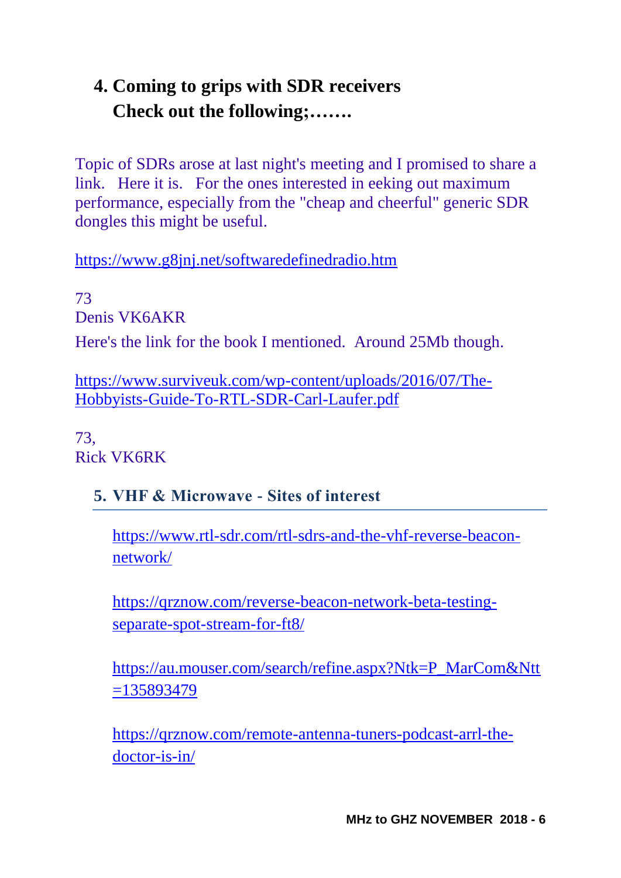## 4. Coming to grips with SDR receivers
## Check out the following;…….

Topic of SDRs arose at last night's meeting and I promised to share a link. Here it is. For the ones interested in eeking out maximum performance, especially from the "cheap and cheerful" generic SDR dongles this might be useful.

https://www.g8jnj.net/softwaredefinedradio.htm

73
Denis VK6AKR

Here's the link for the book I mentioned. Around 25Mb though.

https://www.surviveuk.com/wp-content/uploads/2016/07/The-Hobbyists-Guide-To-RTL-SDR-Carl-Laufer.pdf

73,
Rick VK6RK

## 5. VHF & Microwave - Sites of interest

https://www.rtl-sdr.com/rtl-sdrs-and-the-vhf-reverse-beacon-network/

https://qrznow.com/reverse-beacon-network-beta-testing-separate-spot-stream-for-ft8/

https://au.mouser.com/search/refine.aspx?Ntk=P_MarCom&Ntt=135893479

https://qrznow.com/remote-antenna-tuners-podcast-arrl-the-doctor-is-in/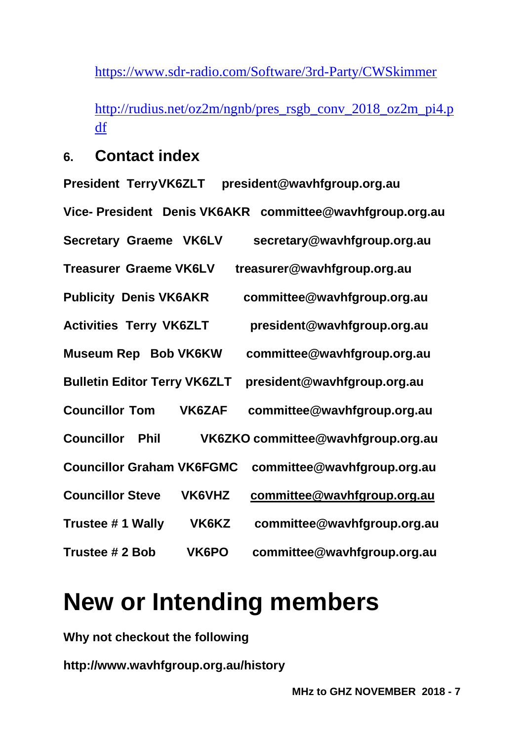https://www.sdr-radio.com/Software/3rd-Party/CWSkimmer

http://rudius.net/oz2m/ngnb/pres_rsgb_conv_2018_oz2m_pi4.pdf

## 6. Contact index

**President TerryVK6ZLT president@wavhfgroup.org.au**

**Vice- President Denis VK6AKR committee@wavhfgroup.org.au**

**Secretary Graeme VK6LV secretary@wavhfgroup.org.au**

**Treasurer Graeme VK6LV treasurer@wavhfgroup.org.au**

**Publicity Denis VK6AKR committee@wavhfgroup.org.au**

**Activities Terry VK6ZLT president@wavhfgroup.org.au**

**Museum Rep Bob VK6KW committee@wavhfgroup.org.au**

**Bulletin Editor Terry VK6ZLT president@wavhfgroup.org.au**

**Councillor Tom VK6ZAF committee@wavhfgroup.org.au**

**Councillor Phil VK6ZKO committee@wavhfgroup.org.au**

**Councillor Graham VK6FGMC committee@wavhfgroup.org.au**

**Councillor Steve VK6VHZ committee@wavhfgroup.org.au**

**Trustee # 1 Wally VK6KZ committee@wavhfgroup.org.au**

**Trustee # 2 Bob VK6PO committee@wavhfgroup.org.au**

# New or Intending members

**Why not checkout the following**

**http://www.wavhfgroup.org.au/history**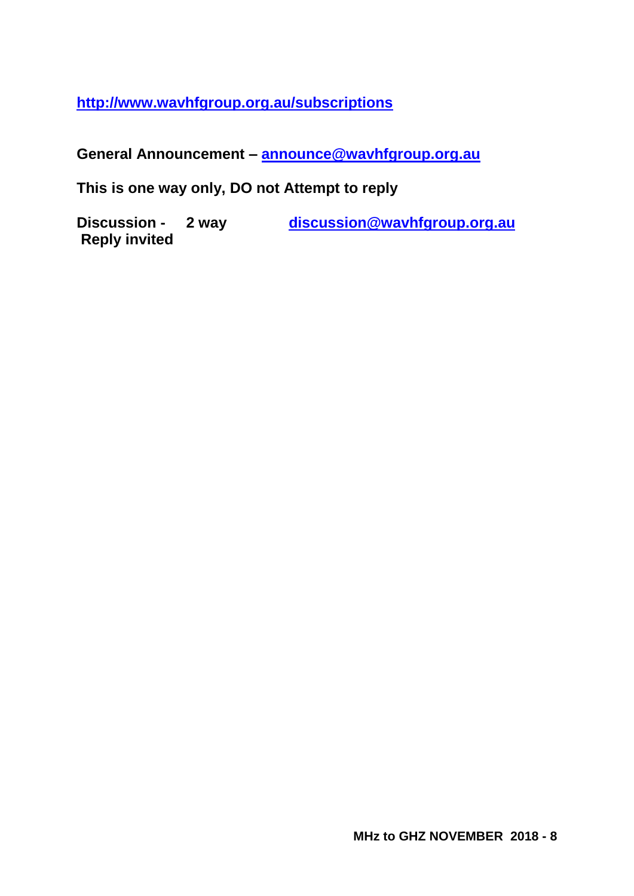**http://www.wavhfgroup.org.au/subscriptions**

**General Announcement – announce@wavhfgroup.org.au**

**This is one way only, DO not Attempt to reply**

**Discussion - 2 way discussion@wavhfgroup.org.au**
**Reply invited**